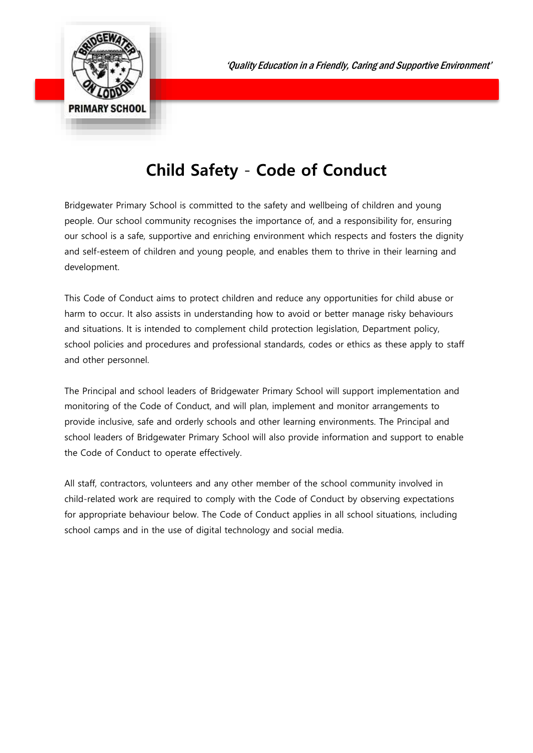*'Quality Education in a Friendly, Caring and Supportive Environment'*

# Child Safety - Code of Conduct

Bridgewater Primary School is committed to the safety and wellbeing of children and young people. Our school community recognises the importance of, and a responsibility for, ensuring our school is a safe, supportive and enriching environment which respects and fosters the dignity and self-esteem of children and young people, and enables them to thrive in their learning and development.

This Code of Conduct aims to protect children and reduce any opportunities for child abuse or harm to occur. It also assists in understanding how to avoid or better manage risky behaviours and situations. It is intended to complement child protection legislation, Department policy, school policies and procedures and professional standards, codes or ethics as these apply to staff and other personnel.

The Principal and school leaders of Bridgewater Primary School will support implementation and monitoring of the Code of Conduct, and will plan, implement and monitor arrangements to provide inclusive, safe and orderly schools and other learning environments. The Principal and school leaders of Bridgewater Primary School will also provide information and support to enable the Code of Conduct to operate effectively.

All staff, contractors, volunteers and any other member of the school community involved in child-related work are required to comply with the Code of Conduct by observing expectations for appropriate behaviour below. The Code of Conduct applies in all school situations, including school camps and in the use of digital technology and social media.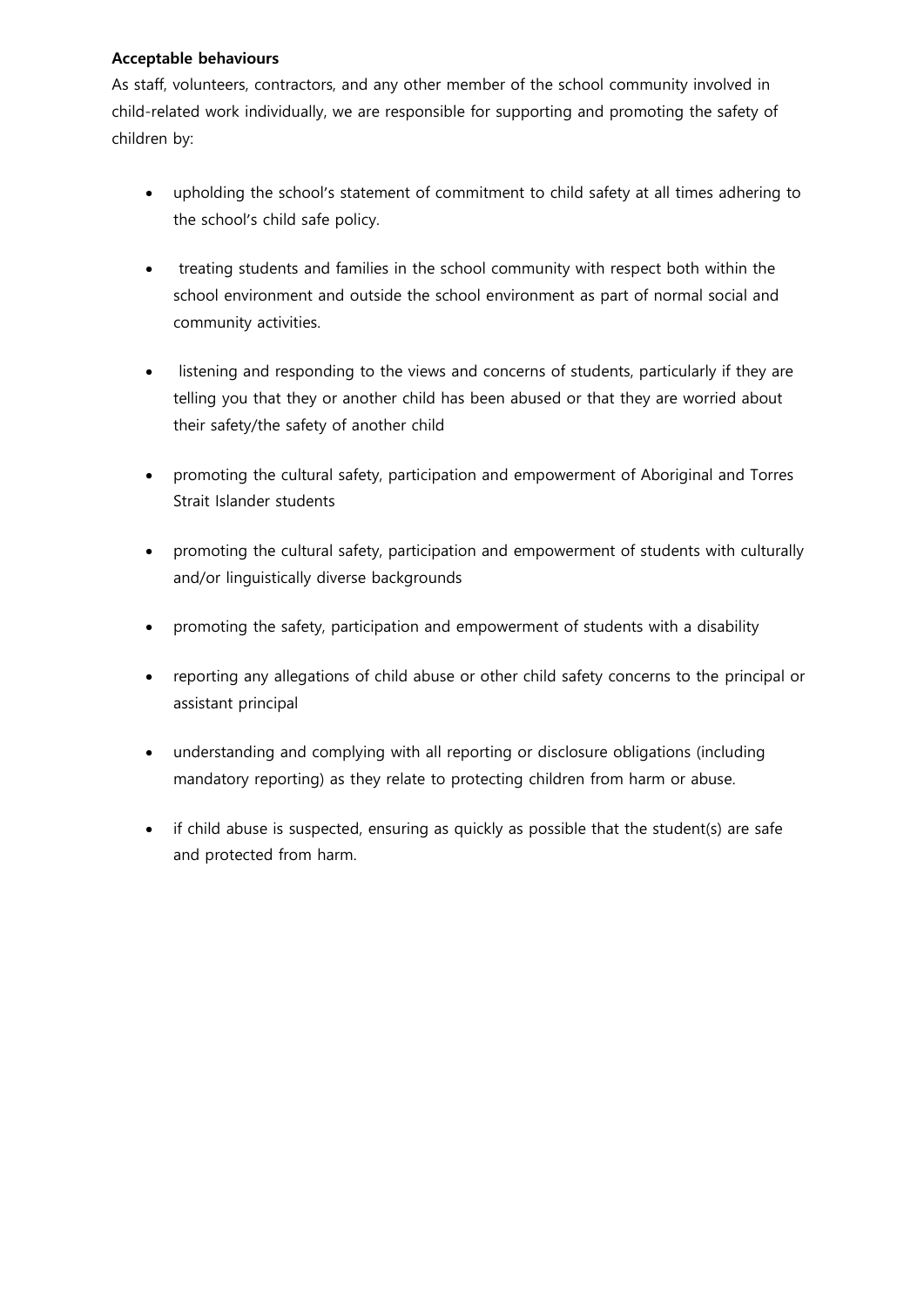**Acceptable behaviours**

As staff, volunteers, contractors, and any other member of the school community involved in child-related work individually, we are responsible for supporting and promoting the safety of children by:

- upholding the school's statement of commitment to child safety at all times adhering to the school's child safe policy.
- treating students and families in the school community with respect both within the school environment and outside the school environment as part of normal social and community activities.
- listening and responding to the views and concerns of students, particularly if they are telling you that they or another child has been abused or that they are worried about their safety/the safety of another child
- promoting the cultural safety, participation and empowerment of Aboriginal and Torres Strait Islander students
- promoting the cultural safety, participation and empowerment of students with culturally and/or linguistically diverse backgrounds
- promoting the safety, participation and empowerment of students with a disability
- reporting any allegations of child abuse or other child safety concerns to the principal or assistant principal
- understanding and complying with all reporting or disclosure obligations (including mandatory reporting) as they relate to protecting children from harm or abuse.
- if child abuse is suspected, ensuring as quickly as possible that the student(s) are safe and protected from harm.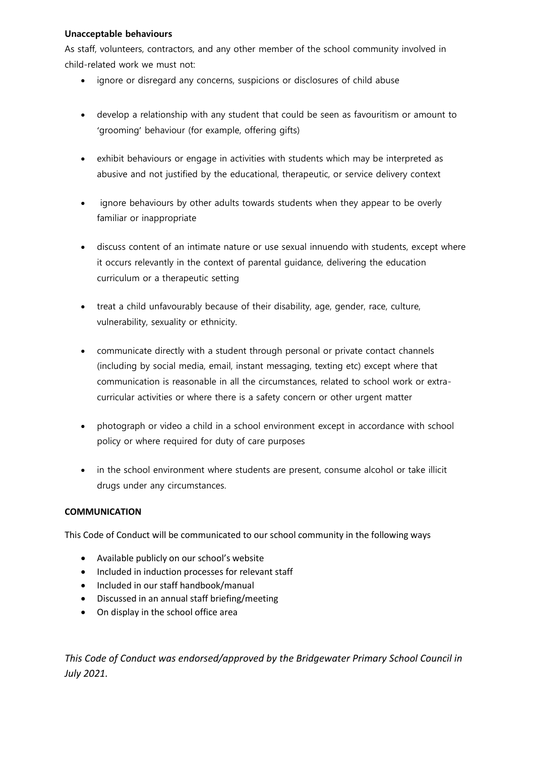**Unacceptable behaviours**

As staff, volunteers, contractors, and any other member of the school community involved in child-related work we must not:

- ignore or disregard any concerns, suspicions or disclosures of child abuse
- develop a relationship with any student that could be seen as favouritism or amount to 'grooming' behaviour (for example, offering gifts)
- exhibit behaviours or engage in activities with students which may be interpreted as abusive and not justified by the educational, therapeutic, or service delivery context
- ignore behaviours by other adults towards students when they appear to be overly familiar or inappropriate
- discuss content of an intimate nature or use sexual innuendo with students, except where it occurs relevantly in the context of parental guidance, delivering the education curriculum or a therapeutic setting
- treat a child unfavourably because of their disability, age, gender, race, culture, vulnerability, sexuality or ethnicity.
- communicate directly with a student through personal or private contact channels (including by social media, email, instant messaging, texting etc) except where that communication is reasonable in all the circumstances, related to school work or extra-curricular activities or where there is a safety concern or other urgent matter
- photograph or video a child in a school environment except in accordance with school policy or where required for duty of care purposes
- in the school environment where students are present, consume alcohol or take illicit drugs under any circumstances.

**COMMUNICATION**

This Code of Conduct will be communicated to our school community in the following ways

- Available publicly on our school's website
- Included in induction processes for relevant staff
- Included in our staff handbook/manual
- Discussed in an annual staff briefing/meeting
- On display in the school office area

*This Code of Conduct was endorsed/approved by the Bridgewater Primary School Council in July 2021.*